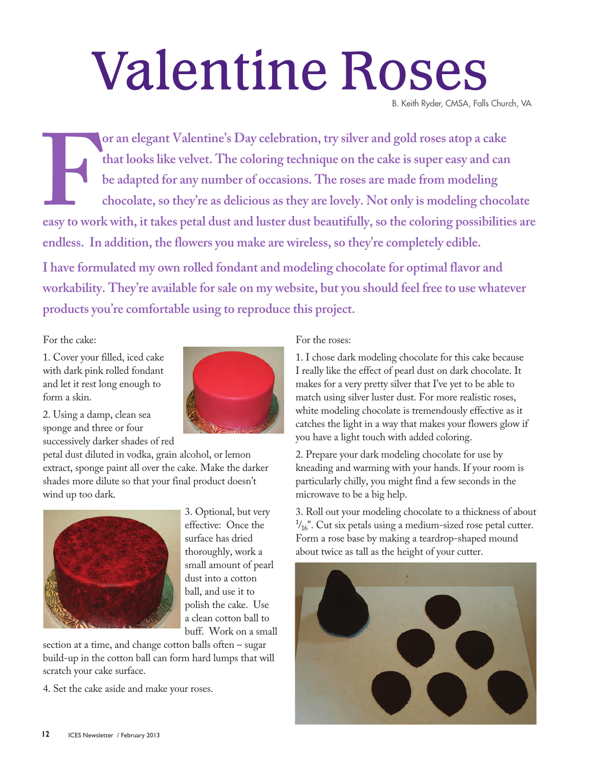# Valentine Roses

B. Keith Ryder, CMSA, Falls Church, VA

**For an elegant Valentine's Day celebration, try silver and gold roses atop a cake that looks like velvet. The coloring technique on the cake is super easy and can be adapted for any number of occasions. The roses are made from modeling chocolate, so they're as delicious as they are lovely. Not only is modeling chocolate easy to work with, it takes petal dust and luster dust beautifully, so the coloring possibilities are endless. In addition, the flowers you make are wireless, so they're completely edible.**

**I have formulated my own rolled fondant and modeling chocolate for optimal flavor and workability. They're available for sale on my website, but you should feel free to use whatever products you're comfortable using to reproduce this project.**

For the cake:

1. Cover your filled, iced cake with dark pink rolled fondant and let it rest long enough to form a skin.

2. Using a damp, clean sea sponge and three or four successively darker shades of red petal dust diluted in vodka, grain alcohol, or lemon extract, sponge paint all over the cake. Make the darker shades more dilute so that your final product doesn't wind up too dark.

3. Optional, but very effective: Once the surface has dried thoroughly, work a small amount of pearl dust into a cotton ball, and use it to polish the cake. Use a clean cotton ball to buff. Work on a small section at a time, and change cotton balls often – sugar build-up in the cotton ball can form hard lumps that will scratch your cake surface.

4. Set the cake aside and make your roses.

For the roses:

1. I chose dark modeling chocolate for this cake because I really like the effect of pearl dust on dark chocolate. It makes for a very pretty silver that I've yet to be able to match using silver luster dust. For more realistic roses, white modeling chocolate is tremendously effective as it catches the light in a way that makes your flowers glow if you have a light touch with added coloring.

2. Prepare your dark modeling chocolate for use by kneading and warming with your hands. If your room is particularly chilly, you might find a few seconds in the microwave to be a big help.

3. Roll out your modeling chocolate to a thickness of about $^{1}/_{16}$". Cut six petals using a medium-sized rose petal cutter. Form a rose base by making a teardrop-shaped mound about twice as tall as the height of your cutter.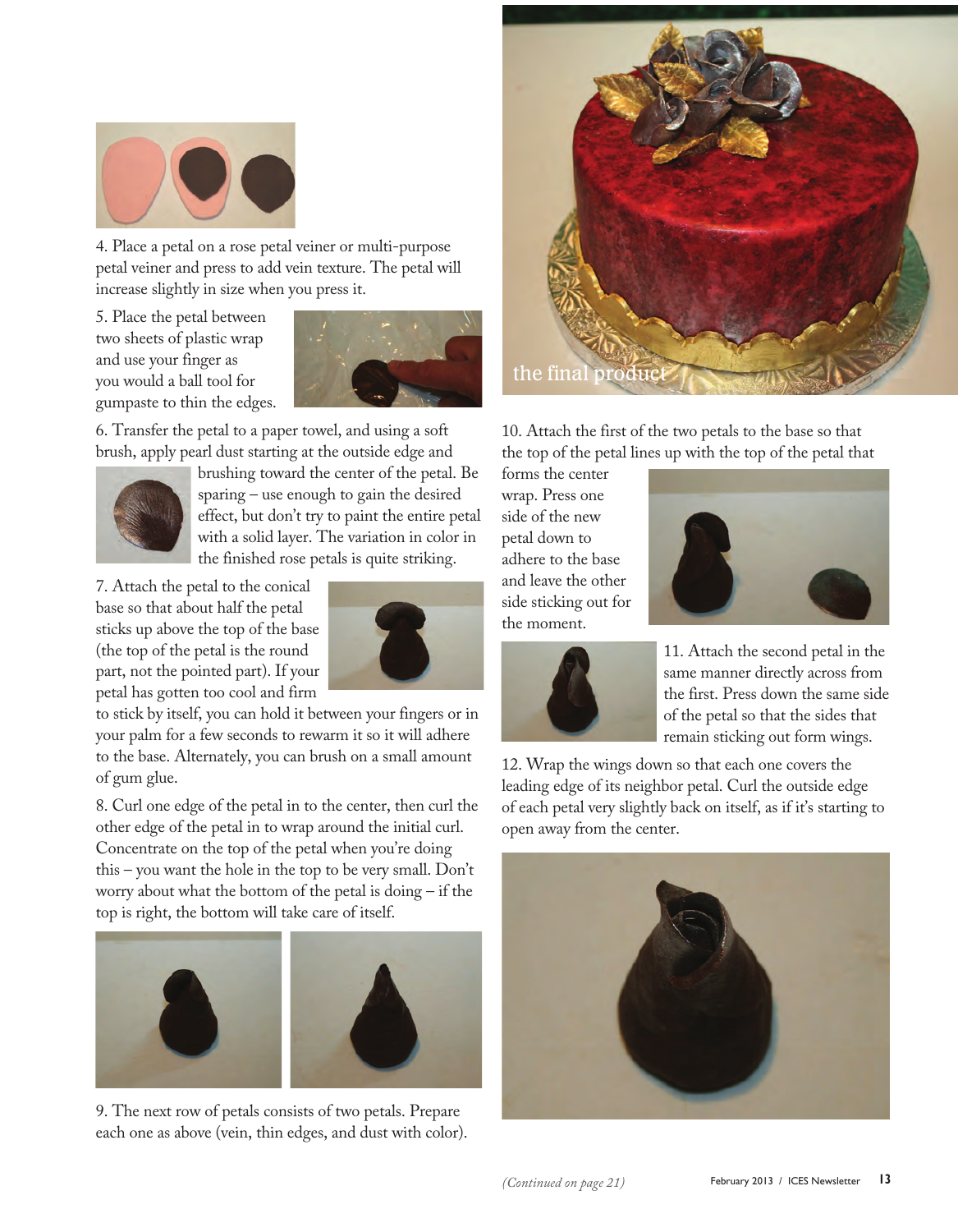4. Place a petal on a rose petal veiner or multi-purpose petal veiner and press to add vein texture. The petal will increase slightly in size when you press it.

5. Place the petal between two sheets of plastic wrap and use your finger as you would a ball tool for gumpaste to thin the edges.

6. Transfer the petal to a paper towel, and using a soft brush, apply pearl dust starting at the outside edge and brushing toward the center of the petal. Be sparing – use enough to gain the desired effect, but don't try to paint the entire petal with a solid layer. The variation in color in the finished rose petals is quite striking.

7. Attach the petal to the conical base so that about half the petal sticks up above the top of the base (the top of the petal is the round part, not the pointed part). If your petal has gotten too cool and firm to stick by itself, you can hold it between your fingers or in your palm for a few seconds to rewarm it so it will adhere to the base. Alternately, you can brush on a small amount of gum glue.

8. Curl one edge of the petal in to the center, then curl the other edge of the petal in to wrap around the initial curl. Concentrate on the top of the petal when you're doing this – you want the hole in the top to be very small. Don't worry about what the bottom of the petal is doing – if the top is right, the bottom will take care of itself.

9. The next row of petals consists of two petals. Prepare each one as above (vein, thin edges, and dust with color).

the final product

10. Attach the first of the two petals to the base so that the top of the petal lines up with the top of the petal that forms the center wrap. Press one side of the new petal down to adhere to the base and leave the other side sticking out for the moment.

11. Attach the second petal in the same manner directly across from the first. Press down the same side of the petal so that the sides that remain sticking out form wings.

12. Wrap the wings down so that each one covers the leading edge of its neighbor petal. Curl the outside edge of each petal very slightly back on itself, as if it's starting to open away from the center.

*(Continued on page 21)*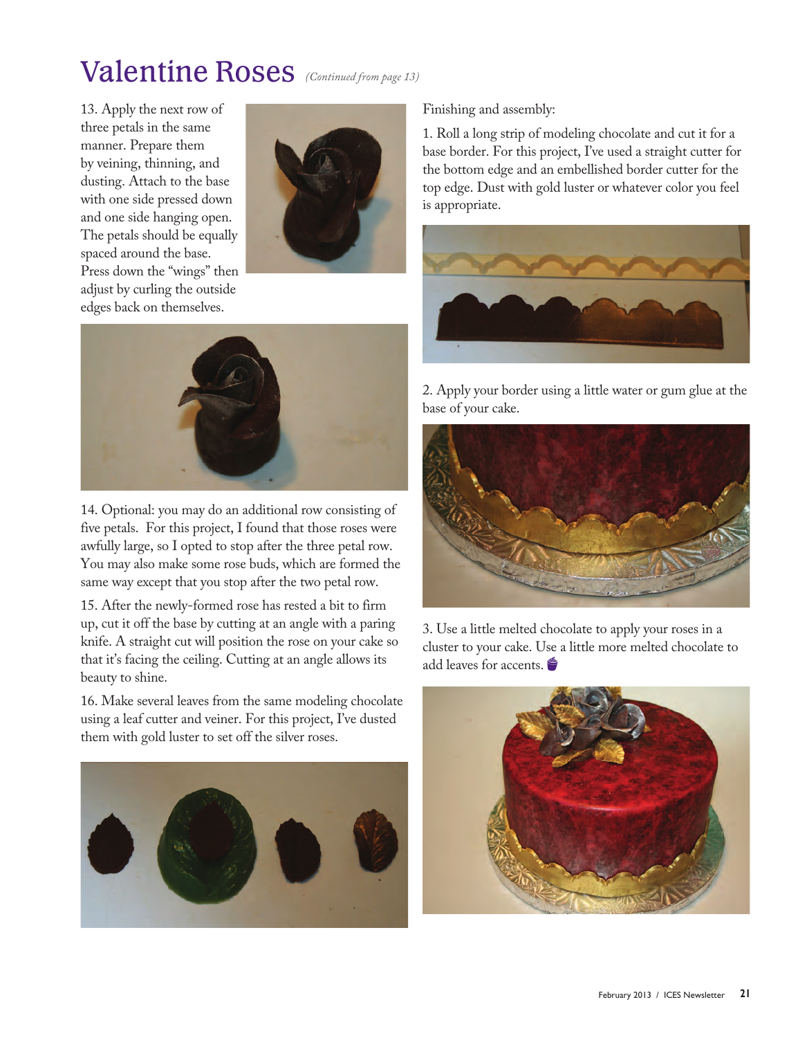# Valentine Roses *(Continued from page 13)*

13. Apply the next row of three petals in the same manner. Prepare them by veining, thinning, and dusting. Attach to the base with one side pressed down and one side hanging open. The petals should be equally spaced around the base. Press down the "wings" then adjust by curling the outside edges back on themselves.

14. Optional: you may do an additional row consisting of five petals. For this project, I found that those roses were awfully large, so I opted to stop after the three petal row. You may also make some rose buds, which are formed the same way except that you stop after the two petal row.

15. After the newly-formed rose has rested a bit to firm up, cut it off the base by cutting at an angle with a paring knife. A straight cut will position the rose on your cake so that it's facing the ceiling. Cutting at an angle allows its beauty to shine.

16. Make several leaves from the same modeling chocolate using a leaf cutter and veiner. For this project, I've dusted them with gold luster to set off the silver roses.

Finishing and assembly:

1. Roll a long strip of modeling chocolate and cut it for a base border. For this project, I've used a straight cutter for the bottom edge and an embellished border cutter for the top edge. Dust with gold luster or whatever color you feel is appropriate.

2. Apply your border using a little water or gum glue at the base of your cake.

3. Use a little melted chocolate to apply your roses in a cluster to your cake. Use a little more melted chocolate to add leaves for accents.